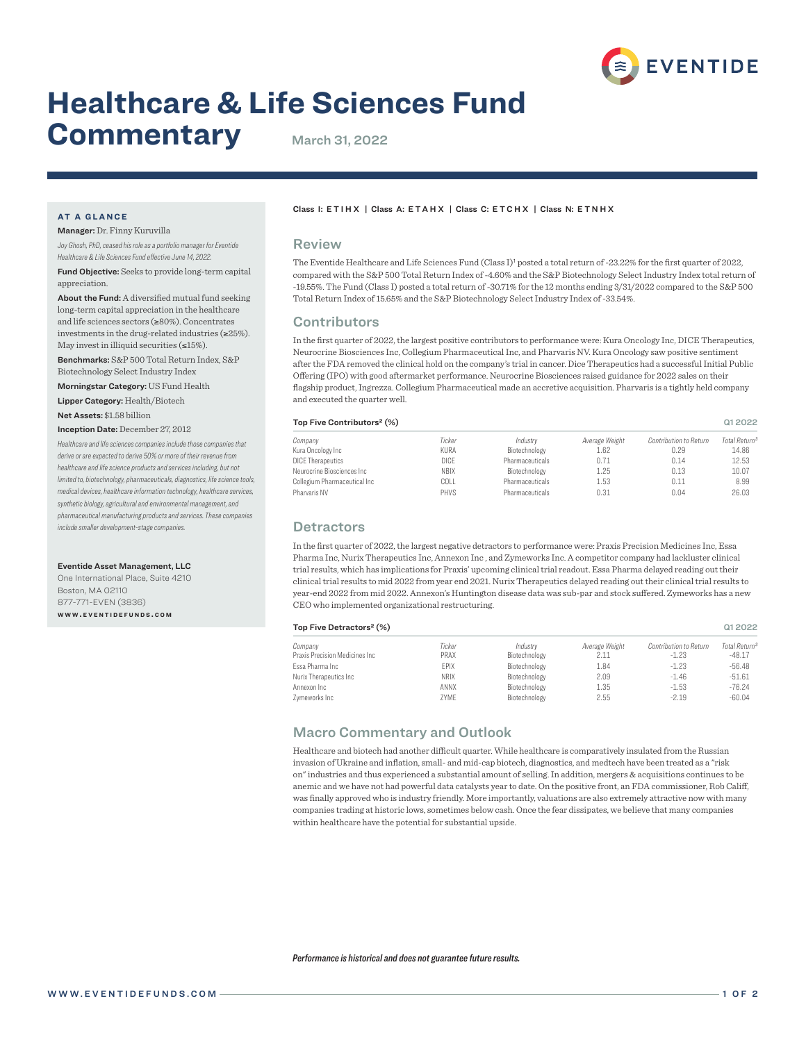# Healthcare & Life Sciences Fund Commentary

March 31, 2022

### AT A GLANCE

**Manager:** Dr. Finny Kuruvilla

*Joy Ghosh, PhD, ceased his role as a portfolio manager for Eventide Healthcare & Life Sciences Fund effective June 14, 2022.*

**Fund Objective:** Seeks to provide long-term capital appreciation.

**About the Fund:** A diversified mutual fund seeking long-term capital appreciation in the healthcare and life sciences sectors (≥80%). Concentrates investments in the drug-related industries (≥25%). May invest in illiquid securities (≤15%).

**Benchmarks:** S&P 500 Total Return Index, S&P Biotechnology Select Industry Index

**Morningstar Category:** US Fund Health

**Lipper Category:** Health/Biotech

**Net Assets:** $1.58 billion

**Inception Date:** December 27, 2012

*Healthcare and life sciences companies include those companies that derive or are expected to derive 50% or more of their revenue from healthcare and life science products and services including, but not limited to, biotechnology, pharmaceuticals, diagnostics, life science tools, medical devices, healthcare information technology, healthcare services, synthetic biology, agricultural and environmental management, and pharmaceutical manufacturing products and services. These companies include smaller development-stage companies.*

**Eventide Asset Management, LLC**
One International Place, Suite 4210
Boston, MA 02110
877-771-EVEN (3836)
**WWW.EVENTIDEFUNDS.COM**

**Class I: ETIHX | Class A: ETAHX | Class C: ETCHX | Class N: ETNHX**

## Review

The Eventide Healthcare and Life Sciences Fund (Class I)[1] posted a total return of -23.22% for the first quarter of 2022, compared with the S&P 500 Total Return Index of -4.60% and the S&P Biotechnology Select Industry Index total return of -19.55%. The Fund (Class I) posted a total return of -30.71% for the 12 months ending 3/31/2022 compared to the S&P 500 Total Return Index of 15.65% and the S&P Biotechnology Select Industry Index of -33.54%.

## Contributors

In the first quarter of 2022, the largest positive contributors to performance were: Kura Oncology Inc, DICE Therapeutics, Neurocrine Biosciences Inc, Collegium Pharmaceutical Inc, and Pharvaris NV. Kura Oncology saw positive sentiment after the FDA removed the clinical hold on the company's trial in cancer. Dice Therapeutics had a successful Initial Public Offering (IPO) with good aftermarket performance. Neurocrine Biosciences raised guidance for 2022 sales on their flagship product, Ingrezza. Collegium Pharmaceutical made an accretive acquisition. Pharvaris is a tightly held company and executed the quarter well.

**Top Five Contributors[2] (%)** — Q1 2022

| Company | Ticker | Industry | Average Weight | Contribution to Return | Total Return[3] |
|---|---|---|---|---|---|
| Kura Oncology Inc | KURA | Biotechnology | 1.62 | 0.29 | 14.86 |
| DICE Therapeutics | DICE | Pharmaceuticals | 0.71 | 0.14 | 12.53 |
| Neurocrine Biosciences Inc | NBIX | Biotechnology | 1.25 | 0.13 | 10.07 |
| Collegium Pharmaceutical Inc | COLL | Pharmaceuticals | 1.53 | 0.11 | 8.99 |
| Pharvaris NV | PHVS | Pharmaceuticals | 0.31 | 0.04 | 26.03 |

## Detractors

In the first quarter of 2022, the largest negative detractors to performance were: Praxis Precision Medicines Inc, Essa Pharma Inc, Nurix Therapeutics Inc, Annexon Inc , and Zymeworks Inc. A competitor company had lackluster clinical trial results, which has implications for Praxis' upcoming clinical trial readout. Essa Pharma delayed reading out their clinical trial results to mid 2022 from year end 2021. Nurix Therapeutics delayed reading out their clinical trial results to year-end 2022 from mid 2022. Annexon's Huntington disease data was sub-par and stock suffered. Zymeworks has a new CEO who implemented organizational restructuring.

**Top Five Detractors[2] (%)** — Q1 2022

| Company | Ticker | Industry | Average Weight | Contribution to Return | Total Return[3] |
|---|---|---|---|---|---|
| Praxis Precision Medicines Inc | PRAX | Biotechnology | 2.11 | -1.23 | -48.17 |
| Essa Pharma Inc | EPIX | Biotechnology | 1.84 | -1.23 | -56.48 |
| Nurix Therapeutics Inc | NRIX | Biotechnology | 2.09 | -1.46 | -51.61 |
| Annexon Inc | ANNX | Biotechnology | 1.35 | -1.53 | -76.24 |
| Zymeworks Inc | ZYME | Biotechnology | 2.55 | -2.19 | -60.04 |

## Macro Commentary and Outlook

Healthcare and biotech had another difficult quarter. While healthcare is comparatively insulated from the Russian invasion of Ukraine and inflation, small- and mid-cap biotech, diagnostics, and medtech have been treated as a "risk on" industries and thus experienced a substantial amount of selling. In addition, mergers & acquisitions continues to be anemic and we have not had powerful data catalysts year to date. On the positive front, an FDA commissioner, Rob Califf, was finally approved who is industry friendly. More importantly, valuations are also extremely attractive now with many companies trading at historic lows, sometimes below cash. Once the fear dissipates, we believe that many companies within healthcare have the potential for substantial upside.

***Performance is historical and does not guarantee future results.***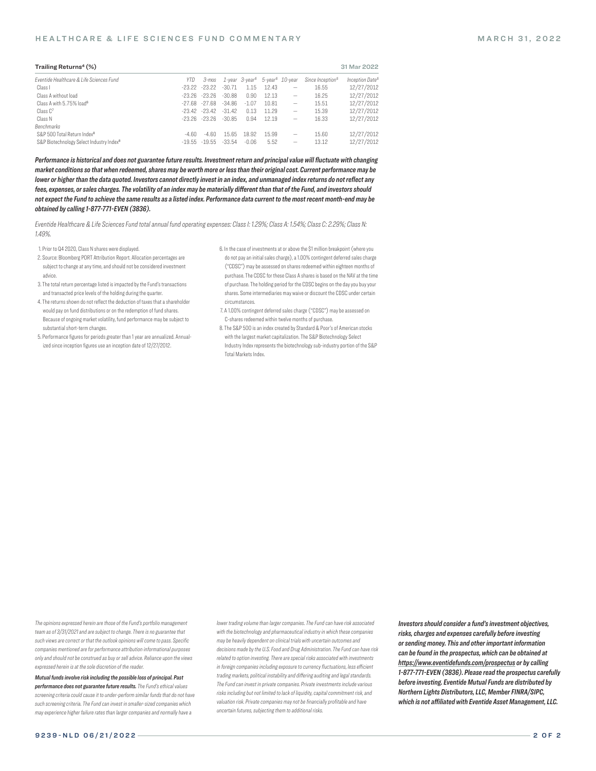**Trailing Returns[4] (%)** 31 Mar 2022

| Eventide Healthcare & Life Sciences Fund | YTD | 3-mos | 1-year | 3-year[5] | 5-year[5] | 10-year | Since Inception[5] | Inception Date[5] |
|---|---|---|---|---|---|---|---|---|
| Class I | -23.22 | -23.22 | -30.71 | 1.15 | 12.43 | — | 16.55 | 12/27/2012 |
| Class A without load | -23.26 | -23.26 | -30.88 | 0.90 | 12.13 | — | 16.25 | 12/27/2012 |
| Class A with 5.75% load[6] | -27.68 | -27.68 | -34.86 | -1.07 | 10.81 | — | 15.51 | 12/27/2012 |
| Class C[7] | -23.42 | -23.42 | -31.42 | 0.13 | 11.29 | — | 15.39 | 12/27/2012 |
| Class N | -23.26 | -23.26 | -30.85 | 0.94 | 12.19 | — | 16.33 | 12/27/2012 |
| *Benchmarks* | | | | | | | | |
| S&P 500 Total Return Index[8] | -4.60 | -4.60 | 15.65 | 18.92 | 15.99 | — | 15.60 | 12/27/2012 |
| S&P Biotechnology Select Industry Index[8] | -19.55 | -19.55 | -33.54 | -0.06 | 5.52 | — | 13.12 | 12/27/2012 |

***Performance is historical and does not guarantee future results. Investment return and principal value will fluctuate with changing market conditions so that when redeemed, shares may be worth more or less than their original cost. Current performance may be lower or higher than the data quoted. Investors cannot directly invest in an index, and unmanaged index returns do not reflect any fees, expenses, or sales charges. The volatility of an index may be materially different than that of the Fund, and investors should not expect the Fund to achieve the same results as a listed index. Performance data current to the most recent month-end may be obtained by calling 1-877-771-EVEN (3836).***

*Eventide Healthcare & Life Sciences Fund total annual fund operating expenses: Class I: 1.29%; Class A: 1.54%; Class C: 2.29%; Class N: 1.49%.*

1. Prior to Q4 2020, Class N shares were displayed.
2. Source: Bloomberg PORT Attribution Report. Allocation percentages are subject to change at any time, and should not be considered investment advice.
3. The total return percentage listed is impacted by the Fund's transactions and transacted price levels of the holding during the quarter.
4. The returns shown do not reflect the deduction of taxes that a shareholder would pay on fund distributions or on the redemption of fund shares. Because of ongoing market volatility, fund performance may be subject to substantial short-term changes.
5. Performance figures for periods greater than 1 year are annualized. Annualized since inception figures use an inception date of 12/27/2012.
6. In the case of investments at or above the $1 million breakpoint (where you do not pay an initial sales charge), a 1.00% contingent deferred sales charge ("CDSC") may be assessed on shares redeemed within eighteen months of purchase. The CDSC for these Class A shares is based on the NAV at the time of purchase. The holding period for the CDSC begins on the day you buy your shares. Some intermediaries may waive or discount the CDSC under certain circumstances.
7. A 1.00% contingent deferred sales charge ("CDSC") may be assessed on C-shares redeemed within twelve months of purchase.
8. The S&P 500 is an index created by Standard & Poor's of American stocks with the largest market capitalization. The S&P Biotechnology Select Industry Index represents the biotechnology sub-industry portion of the S&P Total Markets Index.

*The opinions expressed herein are those of the Fund's portfolio management team as of 3/31/2021 and are subject to change. There is no guarantee that such views are correct or that the outlook opinions will come to pass. Specific companies mentioned are for performance attribution informational purposes only and should not be construed as buy or sell advice. Reliance upon the views expressed herein is at the sole discretion of the reader.*

***Mutual funds involve risk including the possible loss of principal. Past performance does not guarantee future results.*** *The Fund's ethical values screening criteria could cause it to under-perform similar funds that do not have such screening criteria. The Fund can invest in smaller-sized companies which may experience higher failure rates than larger companies and normally have a lower trading volume than larger companies. The Fund can have risk associated with the biotechnology and pharmaceutical industry in which these companies may be heavily dependent on clinical trials with uncertain outcomes and decisions made by the U.S. Food and Drug Administration. The Fund can have risk related to option investing. There are special risks associated with investments in foreign companies including exposure to currency fluctuations, less efficient trading markets, political instability and differing auditing and legal standards. The Fund can invest in private companies. Private investments include various risks including but not limited to lack of liquidity, capital commitment risk, and valuation risk. Private companies may not be financially profitable and have uncertain futures, subjecting them to additional risks.*

***Investors should consider a fund's investment objectives, risks, charges and expenses carefully before investing or sending money. This and other important information can be found in the prospectus, which can be obtained at https://www.eventidefunds.com/prospectus or by calling 1-877-771-EVEN (3836). Please read the prospectus carefully before investing. Eventide Mutual Funds are distributed by Northern Lights Distributors, LLC, Member FINRA/SIPC, which is not affiliated with Eventide Asset Management, LLC.***

9239-NLD 06/21/2022